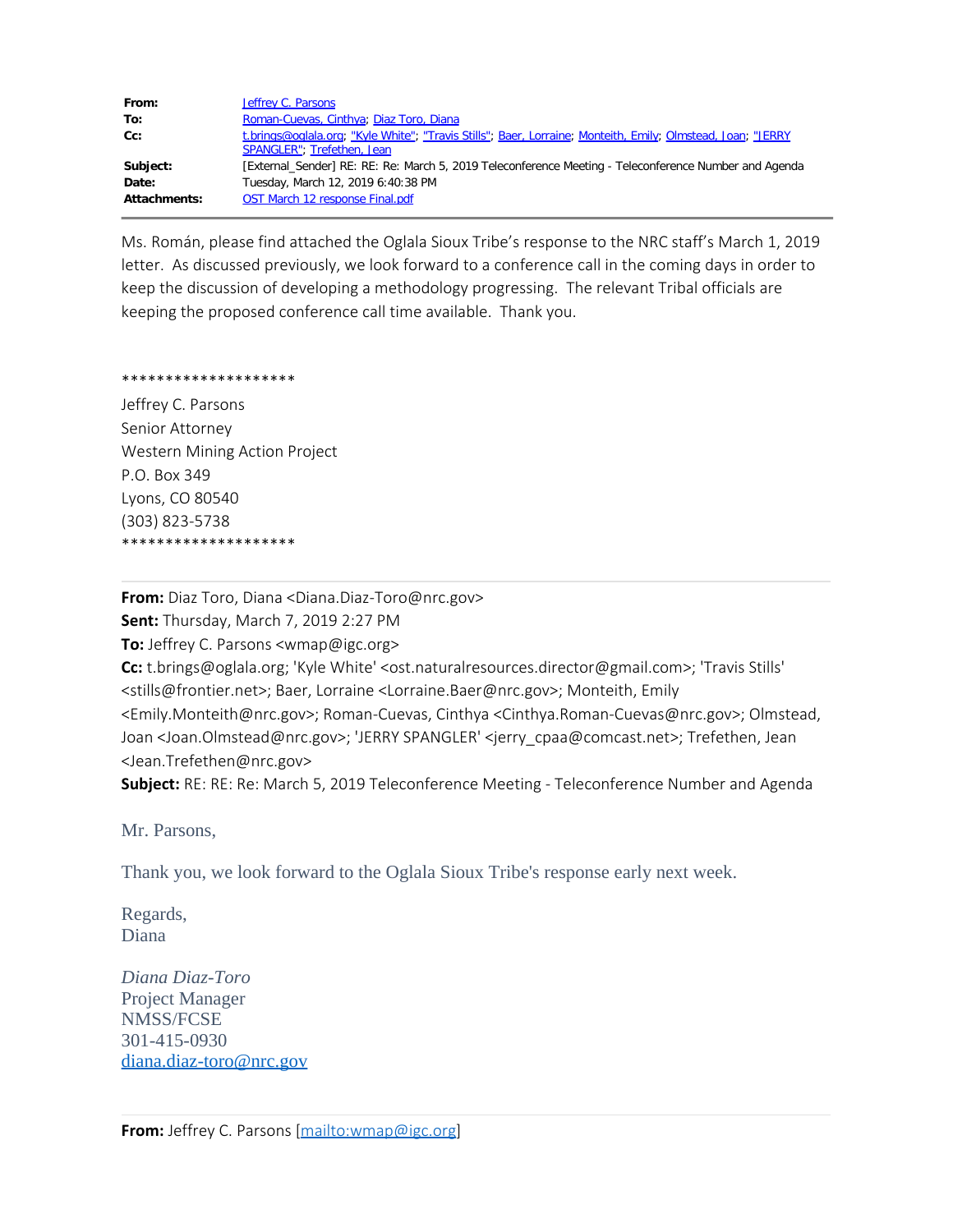| | |
|---|---|
| **From:** | Jeffrey C. Parsons |
| **To:** | Roman-Cuevas, Cinthya; Diaz Toro, Diana |
| **Cc:** | t.brings@oglala.org; "Kyle White"; "Travis Stills"; Baer, Lorraine; Monteith, Emily; Olmstead, Joan; "JERRY SPANGLER"; Trefethen, Jean |
| **Subject:** | [External_Sender] RE: RE: Re: March 5, 2019 Teleconference Meeting - Teleconference Number and Agenda |
| **Date:** | Tuesday, March 12, 2019 6:40:38 PM |
| **Attachments:** | OST March 12 response Final.pdf |

Ms. Román, please find attached the Oglala Sioux Tribe's response to the NRC staff's March 1, 2019 letter. As discussed previously, we look forward to a conference call in the coming days in order to keep the discussion of developing a methodology progressing. The relevant Tribal officials are keeping the proposed conference call time available. Thank you.

********************

Jeffrey C. Parsons
Senior Attorney
Western Mining Action Project
P.O. Box 349
Lyons, CO 80540
(303) 823-5738

********************

---

**From:** Diaz Toro, Diana <Diana.Diaz-Toro@nrc.gov>
**Sent:** Thursday, March 7, 2019 2:27 PM
**To:** Jeffrey C. Parsons <wmap@igc.org>
**Cc:** t.brings@oglala.org; 'Kyle White' <ost.naturalresources.director@gmail.com>; 'Travis Stills' <stills@frontier.net>; Baer, Lorraine <Lorraine.Baer@nrc.gov>; Monteith, Emily <Emily.Monteith@nrc.gov>; Roman-Cuevas, Cinthya <Cinthya.Roman-Cuevas@nrc.gov>; Olmstead, Joan <Joan.Olmstead@nrc.gov>; 'JERRY SPANGLER' <jerry_cpaa@comcast.net>; Trefethen, Jean <Jean.Trefethen@nrc.gov>
**Subject:** RE: RE: Re: March 5, 2019 Teleconference Meeting - Teleconference Number and Agenda

Mr. Parsons,

Thank you, we look forward to the Oglala Sioux Tribe's response early next week.

Regards,
Diana

*Diana Diaz-Toro*
Project Manager
NMSS/FCSE
301-415-0930
diana.diaz-toro@nrc.gov

---

**From:** Jeffrey C. Parsons [mailto:wmap@igc.org]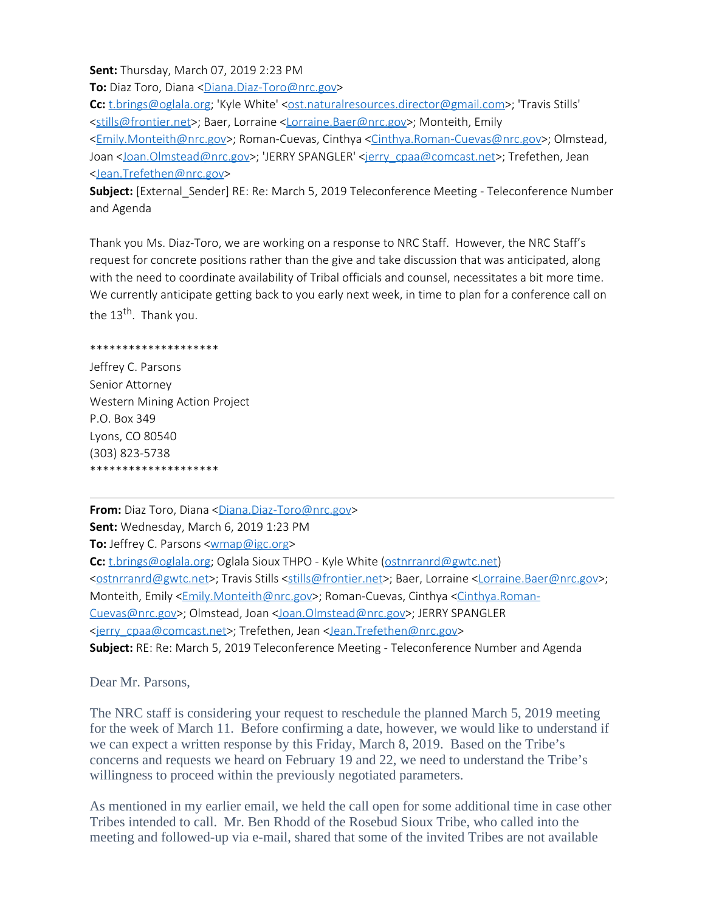**Sent:** Thursday, March 07, 2019 2:23 PM
**To:** Diaz Toro, Diana <Diana.Diaz-Toro@nrc.gov>
**Cc:** t.brings@oglala.org; 'Kyle White' <ost.naturalresources.director@gmail.com>; 'Travis Stills' <stills@frontier.net>; Baer, Lorraine <Lorraine.Baer@nrc.gov>; Monteith, Emily <Emily.Monteith@nrc.gov>; Roman-Cuevas, Cinthya <Cinthya.Roman-Cuevas@nrc.gov>; Olmstead, Joan <Joan.Olmstead@nrc.gov>; 'JERRY SPANGLER' <jerry_cpaa@comcast.net>; Trefethen, Jean <Jean.Trefethen@nrc.gov>
**Subject:** [External_Sender] RE: Re: March 5, 2019 Teleconference Meeting - Teleconference Number and Agenda

Thank you Ms. Diaz-Toro, we are working on a response to NRC Staff. However, the NRC Staff's request for concrete positions rather than the give and take discussion that was anticipated, along with the need to coordinate availability of Tribal officials and counsel, necessitates a bit more time. We currently anticipate getting back to you early next week, in time to plan for a conference call on the 13th. Thank you.

********************
Jeffrey C. Parsons
Senior Attorney
Western Mining Action Project
P.O. Box 349
Lyons, CO 80540
(303) 823-5738
********************

---

**From:** Diaz Toro, Diana <Diana.Diaz-Toro@nrc.gov>
**Sent:** Wednesday, March 6, 2019 1:23 PM
**To:** Jeffrey C. Parsons <wmap@igc.org>
**Cc:** t.brings@oglala.org; Oglala Sioux THPO - Kyle White (ostnrranrd@gwtc.net) <ostnrranrd@gwtc.net>; Travis Stills <stills@frontier.net>; Baer, Lorraine <Lorraine.Baer@nrc.gov>; Monteith, Emily <Emily.Monteith@nrc.gov>; Roman-Cuevas, Cinthya <Cinthya.Roman-Cuevas@nrc.gov>; Olmstead, Joan <Joan.Olmstead@nrc.gov>; JERRY SPANGLER <jerry_cpaa@comcast.net>; Trefethen, Jean <Jean.Trefethen@nrc.gov>
**Subject:** RE: Re: March 5, 2019 Teleconference Meeting - Teleconference Number and Agenda

Dear Mr. Parsons,

The NRC staff is considering your request to reschedule the planned March 5, 2019 meeting for the week of March 11. Before confirming a date, however, we would like to understand if we can expect a written response by this Friday, March 8, 2019. Based on the Tribe's concerns and requests we heard on February 19 and 22, we need to understand the Tribe's willingness to proceed within the previously negotiated parameters.

As mentioned in my earlier email, we held the call open for some additional time in case other Tribes intended to call. Mr. Ben Rhodd of the Rosebud Sioux Tribe, who called into the meeting and followed-up via e-mail, shared that some of the invited Tribes are not available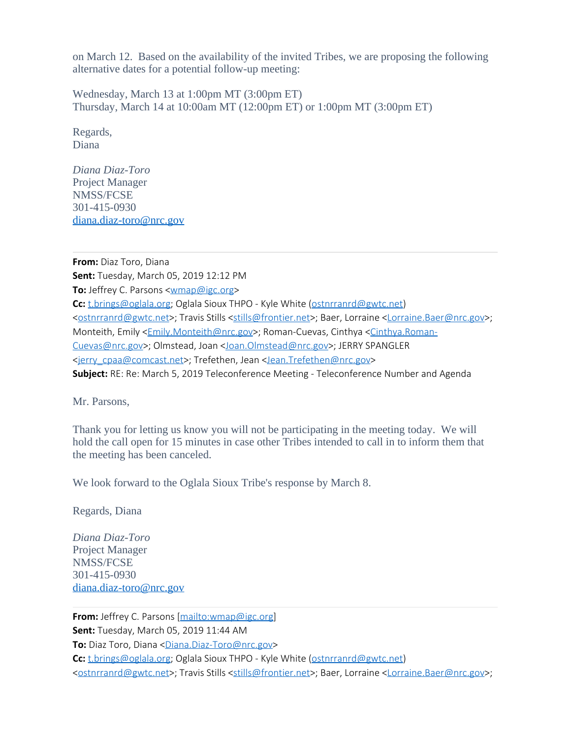on March 12. Based on the availability of the invited Tribes, we are proposing the following alternative dates for a potential follow-up meeting:

Wednesday, March 13 at 1:00pm MT (3:00pm ET)
Thursday, March 14 at 10:00am MT (12:00pm ET) or 1:00pm MT (3:00pm ET)

Regards,
Diana

*Diana Diaz-Toro*
Project Manager
NMSS/FCSE
301-415-0930
diana.diaz-toro@nrc.gov

---

**From:** Diaz Toro, Diana
**Sent:** Tuesday, March 05, 2019 12:12 PM
**To:** Jeffrey C. Parsons <wmap@igc.org>
**Cc:** t.brings@oglala.org; Oglala Sioux THPO - Kyle White (ostnrranrd@gwtc.net) <ostnrranrd@gwtc.net>; Travis Stills <stills@frontier.net>; Baer, Lorraine <Lorraine.Baer@nrc.gov>; Monteith, Emily <Emily.Monteith@nrc.gov>; Roman-Cuevas, Cinthya <Cinthya.Roman-Cuevas@nrc.gov>; Olmstead, Joan <Joan.Olmstead@nrc.gov>; JERRY SPANGLER <jerry_cpaa@comcast.net>; Trefethen, Jean <Jean.Trefethen@nrc.gov>
**Subject:** RE: Re: March 5, 2019 Teleconference Meeting - Teleconference Number and Agenda

Mr. Parsons,

Thank you for letting us know you will not be participating in the meeting today. We will hold the call open for 15 minutes in case other Tribes intended to call in to inform them that the meeting has been canceled.

We look forward to the Oglala Sioux Tribe's response by March 8.

Regards, Diana

*Diana Diaz-Toro*
Project Manager
NMSS/FCSE
301-415-0930
diana.diaz-toro@nrc.gov

---

**From:** Jeffrey C. Parsons [mailto:wmap@igc.org]
**Sent:** Tuesday, March 05, 2019 11:44 AM
**To:** Diaz Toro, Diana <Diana.Diaz-Toro@nrc.gov>
**Cc:** t.brings@oglala.org; Oglala Sioux THPO - Kyle White (ostnrranrd@gwtc.net) <ostnrranrd@gwtc.net>; Travis Stills <stills@frontier.net>; Baer, Lorraine <Lorraine.Baer@nrc.gov>;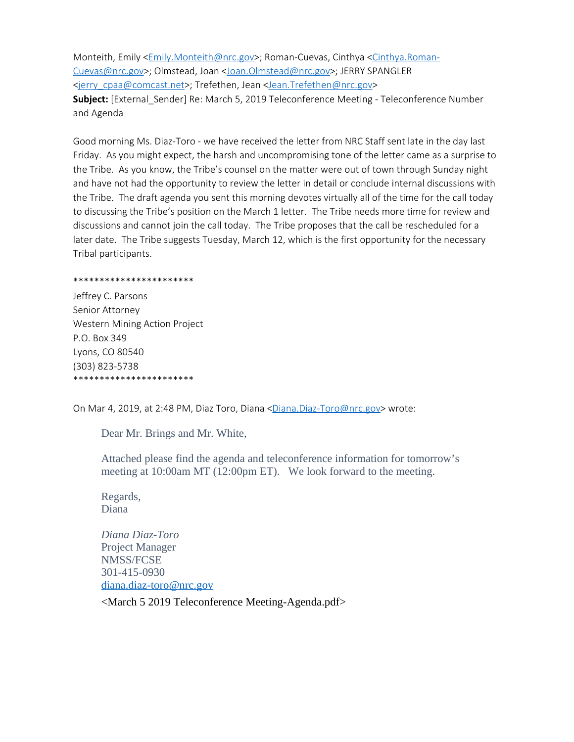Monteith, Emily <Emily.Monteith@nrc.gov>; Roman-Cuevas, Cinthya <Cinthya.Roman-Cuevas@nrc.gov>; Olmstead, Joan <Joan.Olmstead@nrc.gov>; JERRY SPANGLER <jerry_cpaa@comcast.net>; Trefethen, Jean <Jean.Trefethen@nrc.gov>
**Subject:** [External_Sender] Re: March 5, 2019 Teleconference Meeting - Teleconference Number and Agenda

Good morning Ms. Diaz-Toro - we have received the letter from NRC Staff sent late in the day last Friday. As you might expect, the harsh and uncompromising tone of the letter came as a surprise to the Tribe. As you know, the Tribe's counsel on the matter were out of town through Sunday night and have not had the opportunity to review the letter in detail or conclude internal discussions with the Tribe. The draft agenda you sent this morning devotes virtually all of the time for the call today to discussing the Tribe's position on the March 1 letter. The Tribe needs more time for review and discussions and cannot join the call today. The Tribe proposes that the call be rescheduled for a later date. The Tribe suggests Tuesday, March 12, which is the first opportunity for the necessary Tribal participants.

***********************

Jeffrey C. Parsons
Senior Attorney
Western Mining Action Project
P.O. Box 349
Lyons, CO 80540
(303) 823-5738

***********************

On Mar 4, 2019, at 2:48 PM, Diaz Toro, Diana <Diana.Diaz-Toro@nrc.gov> wrote:

> Dear Mr. Brings and Mr. White,
>
> Attached please find the agenda and teleconference information for tomorrow's meeting at 10:00am MT (12:00pm ET). We look forward to the meeting.
>
> Regards,
> Diana
>
> *Diana Diaz-Toro*
> Project Manager
> NMSS/FCSE
> 301-415-0930
> diana.diaz-toro@nrc.gov
>
> <March 5 2019 Teleconference Meeting-Agenda.pdf>